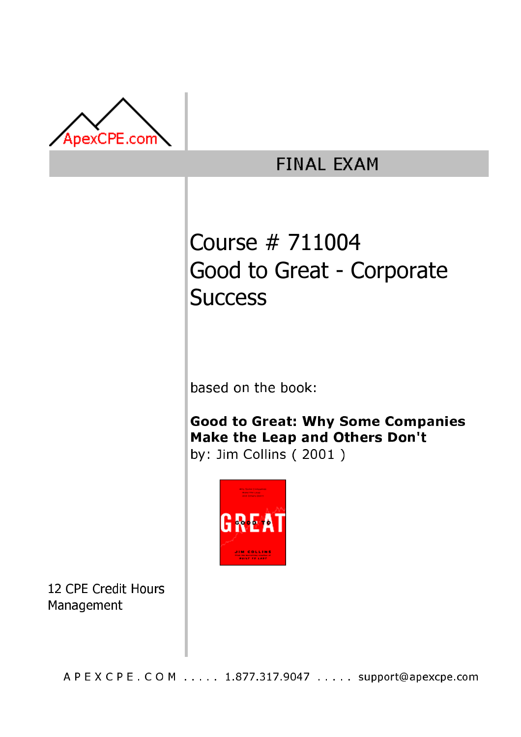ApexCPE.com

# FINAL EXAM

## Course # 711004
## Good to Great - Corporate Success

based on the book:

**Good to Great: Why Some Companies Make the Leap and Others Don't**
by: Jim Collins ( 2001 )

12 CPE Credit Hours
Management

A P E X C P E . C O M ..... 1.877.317.9047 ..... support@apexcpe.com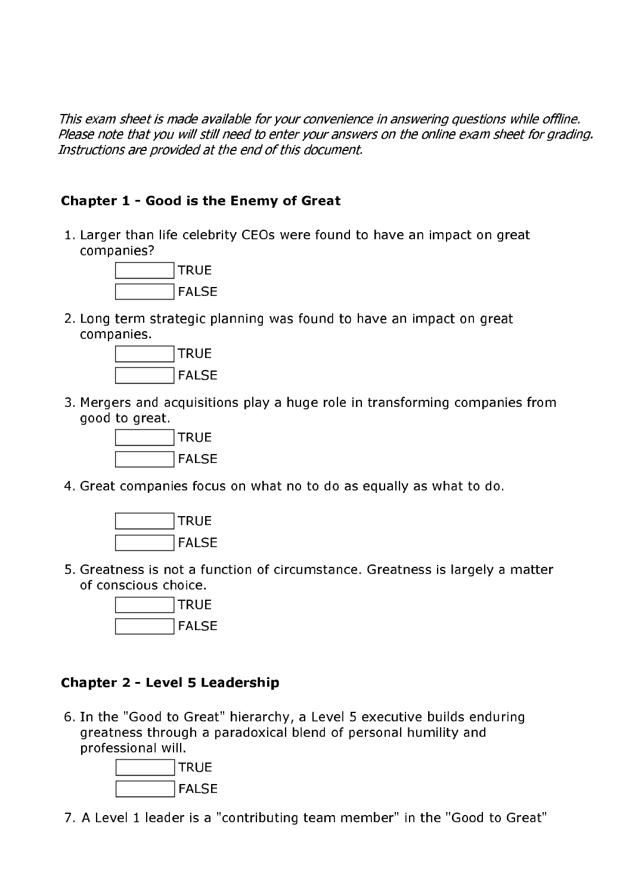*This exam sheet is made available for your convenience in answering questions while offline. Please note that you will still need to enter your answers on the online exam sheet for grading. Instructions are provided at the end of this document.*

### Chapter 1 - Good is the Enemy of Great

1. Larger than life celebrity CEOs were found to have an impact on great companies?
   - [ ] TRUE
   - [ ] FALSE
2. Long term strategic planning was found to have an impact on great companies.
   - [ ] TRUE
   - [ ] FALSE
3. Mergers and acquisitions play a huge role in transforming companies from good to great.
   - [ ] TRUE
   - [ ] FALSE
4. Great companies focus on what no to do as equally as what to do.
   - [ ] TRUE
   - [ ] FALSE
5. Greatness is not a function of circumstance. Greatness is largely a matter of conscious choice.
   - [ ] TRUE
   - [ ] FALSE

### Chapter 2 - Level 5 Leadership

6. In the "Good to Great" hierarchy, a Level 5 executive builds enduring greatness through a paradoxical blend of personal humility and professional will.
   - [ ] TRUE
   - [ ] FALSE
7. A Level 1 leader is a "contributing team member" in the "Good to Great"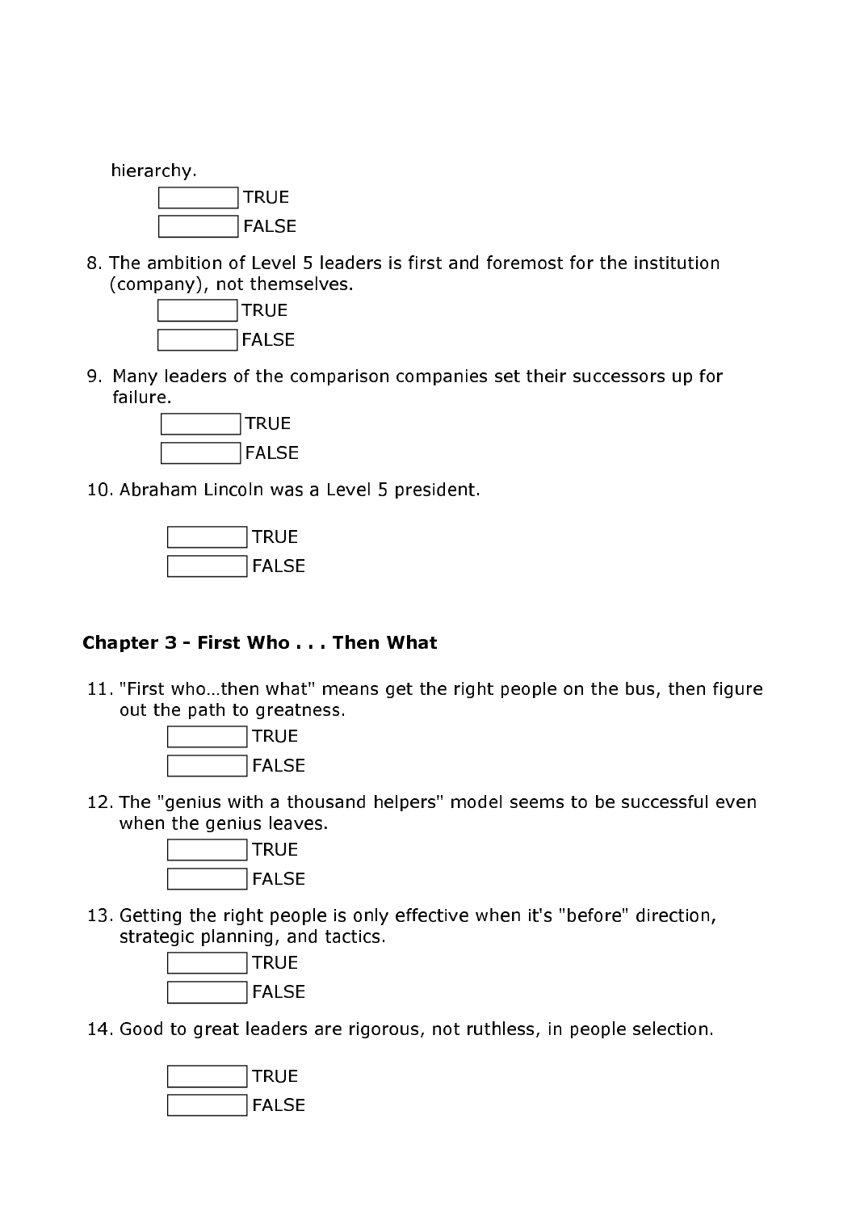hierarchy.

- [ ] TRUE
- [ ] FALSE

8. The ambition of Level 5 leaders is first and foremost for the institution (company), not themselves.

   - [ ] TRUE
   - [ ] FALSE

9. Many leaders of the comparison companies set their successors up for failure.

   - [ ] TRUE
   - [ ] FALSE

10. Abraham Lincoln was a Level 5 president.

    - [ ] TRUE
    - [ ] FALSE

### Chapter 3 - First Who . . . Then What

11. "First who…then what" means get the right people on the bus, then figure out the path to greatness.

    - [ ] TRUE
    - [ ] FALSE

12. The "genius with a thousand helpers" model seems to be successful even when the genius leaves.

    - [ ] TRUE
    - [ ] FALSE

13. Getting the right people is only effective when it's "before" direction, strategic planning, and tactics.

    - [ ] TRUE
    - [ ] FALSE

14. Good to great leaders are rigorous, not ruthless, in people selection.

    - [ ] TRUE
    - [ ] FALSE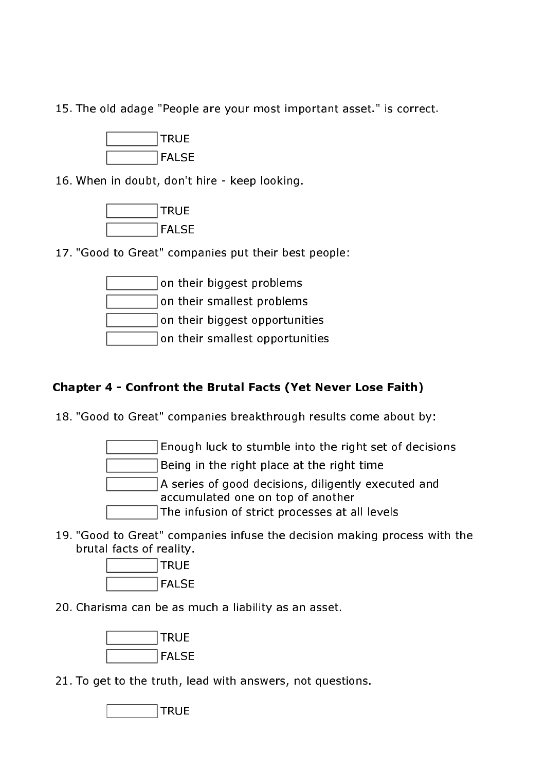15. The old adage "People are your most important asset." is correct.

   - [ ] TRUE
   - [ ] FALSE

16. When in doubt, don't hire - keep looking.

   - [ ] TRUE
   - [ ] FALSE

17. "Good to Great" companies put their best people:

   - [ ] on their biggest problems
   - [ ] on their smallest problems
   - [ ] on their biggest opportunities
   - [ ] on their smallest opportunities

### Chapter 4 - Confront the Brutal Facts (Yet Never Lose Faith)

18. "Good to Great" companies breakthrough results come about by:

   - [ ] Enough luck to stumble into the right set of decisions
   - [ ] Being in the right place at the right time
   - [ ] A series of good decisions, diligently executed and accumulated one on top of another
   - [ ] The infusion of strict processes at all levels

19. "Good to Great" companies infuse the decision making process with the brutal facts of reality.

   - [ ] TRUE
   - [ ] FALSE

20. Charisma can be as much a liability as an asset.

   - [ ] TRUE
   - [ ] FALSE

21. To get to the truth, lead with answers, not questions.

   - [ ] TRUE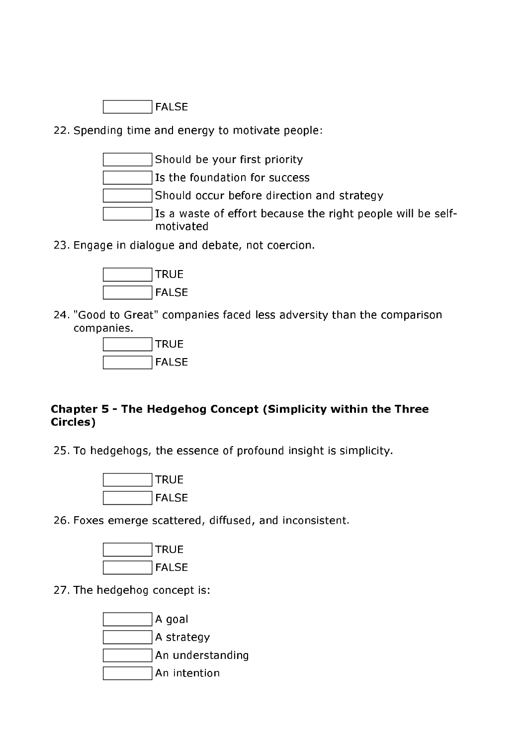- [ ] FALSE

22. Spending time and energy to motivate people:

- [ ] Should be your first priority
- [ ] Is the foundation for success
- [ ] Should occur before direction and strategy
- [ ] Is a waste of effort because the right people will be self-motivated

23. Engage in dialogue and debate, not coercion.

- [ ] TRUE
- [ ] FALSE

24. "Good to Great" companies faced less adversity than the comparison companies.

- [ ] TRUE
- [ ] FALSE

### Chapter 5 - The Hedgehog Concept (Simplicity within the Three Circles)

25. To hedgehogs, the essence of profound insight is simplicity.

- [ ] TRUE
- [ ] FALSE

26. Foxes emerge scattered, diffused, and inconsistent.

- [ ] TRUE
- [ ] FALSE

27. The hedgehog concept is:

- [ ] A goal
- [ ] A strategy
- [ ] An understanding
- [ ] An intention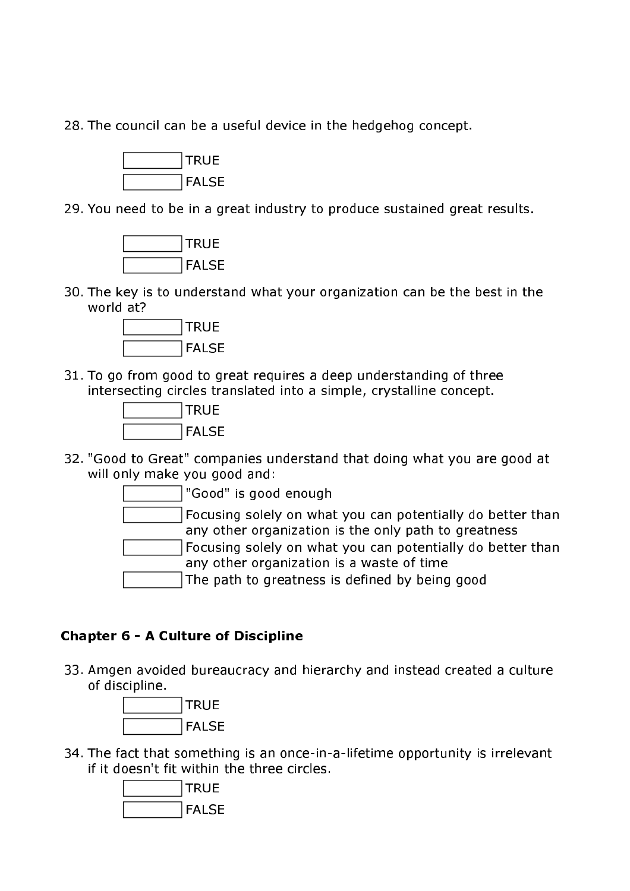28. The council can be a useful device in the hedgehog concept.

- [ ] TRUE
- [ ] FALSE

29. You need to be in a great industry to produce sustained great results.

- [ ] TRUE
- [ ] FALSE

30. The key is to understand what your organization can be the best in the world at?

- [ ] TRUE
- [ ] FALSE

31. To go from good to great requires a deep understanding of three intersecting circles translated into a simple, crystalline concept.

- [ ] TRUE
- [ ] FALSE

32. "Good to Great" companies understand that doing what you are good at will only make you good and:

- [ ] "Good" is good enough
- [ ] Focusing solely on what you can potentially do better than any other organization is the only path to greatness
- [ ] Focusing solely on what you can potentially do better than any other organization is a waste of time
- [ ] The path to greatness is defined by being good

### Chapter 6 - A Culture of Discipline

33. Amgen avoided bureaucracy and hierarchy and instead created a culture of discipline.

- [ ] TRUE
- [ ] FALSE

34. The fact that something is an once-in-a-lifetime opportunity is irrelevant if it doesn't fit within the three circles.

- [ ] TRUE
- [ ] FALSE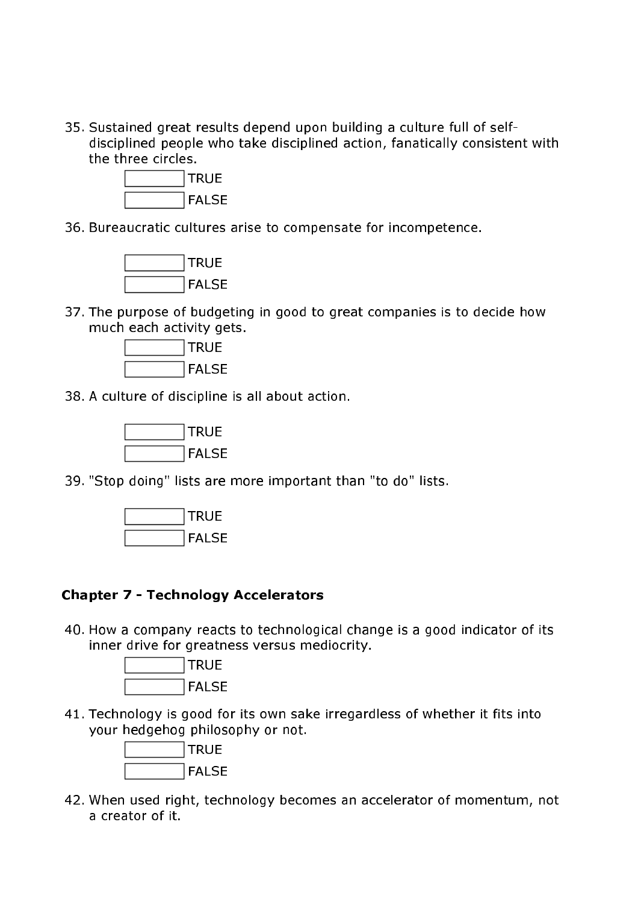35. Sustained great results depend upon building a culture full of self-disciplined people who take disciplined action, fanatically consistent with the three circles.

    - [ ] TRUE
    - [ ] FALSE

36. Bureaucratic cultures arise to compensate for incompetence.

    - [ ] TRUE
    - [ ] FALSE

37. The purpose of budgeting in good to great companies is to decide how much each activity gets.

    - [ ] TRUE
    - [ ] FALSE

38. A culture of discipline is all about action.

    - [ ] TRUE
    - [ ] FALSE

39. "Stop doing" lists are more important than "to do" lists.

    - [ ] TRUE
    - [ ] FALSE

### Chapter 7 - Technology Accelerators

40. How a company reacts to technological change is a good indicator of its inner drive for greatness versus mediocrity.

    - [ ] TRUE
    - [ ] FALSE

41. Technology is good for its own sake irregardless of whether it fits into your hedgehog philosophy or not.

    - [ ] TRUE
    - [ ] FALSE

42. When used right, technology becomes an accelerator of momentum, not a creator of it.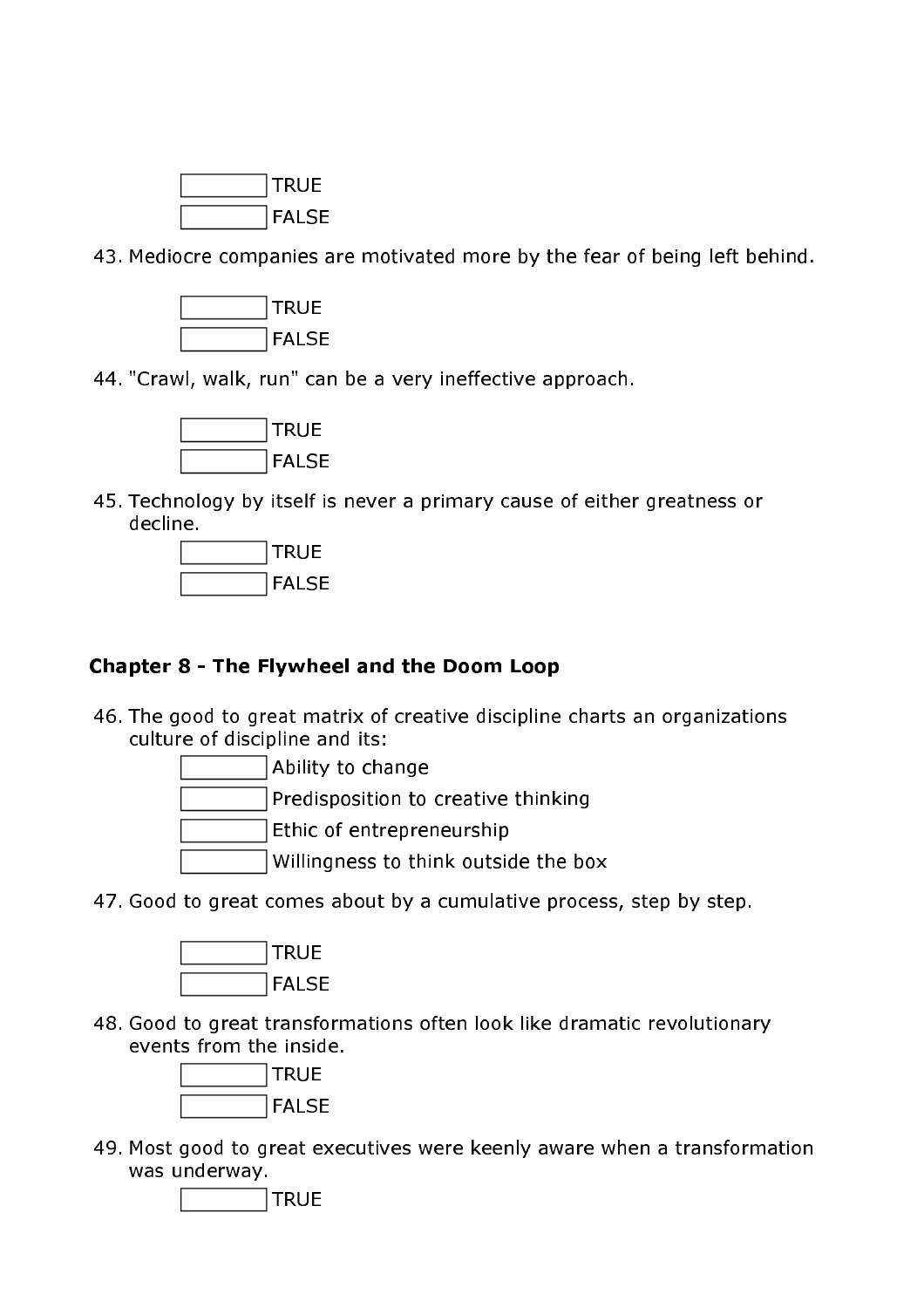- [ ] TRUE
- [ ] FALSE

43. Mediocre companies are motivated more by the fear of being left behind.

- [ ] TRUE
- [ ] FALSE

44. "Crawl, walk, run" can be a very ineffective approach.

- [ ] TRUE
- [ ] FALSE

45. Technology by itself is never a primary cause of either greatness or decline.

- [ ] TRUE
- [ ] FALSE

### Chapter 8 - The Flywheel and the Doom Loop

46. The good to great matrix of creative discipline charts an organizations culture of discipline and its:

- [ ] Ability to change
- [ ] Predisposition to creative thinking
- [ ] Ethic of entrepreneurship
- [ ] Willingness to think outside the box

47. Good to great comes about by a cumulative process, step by step.

- [ ] TRUE
- [ ] FALSE

48. Good to great transformations often look like dramatic revolutionary events from the inside.

- [ ] TRUE
- [ ] FALSE

49. Most good to great executives were keenly aware when a transformation was underway.

- [ ] TRUE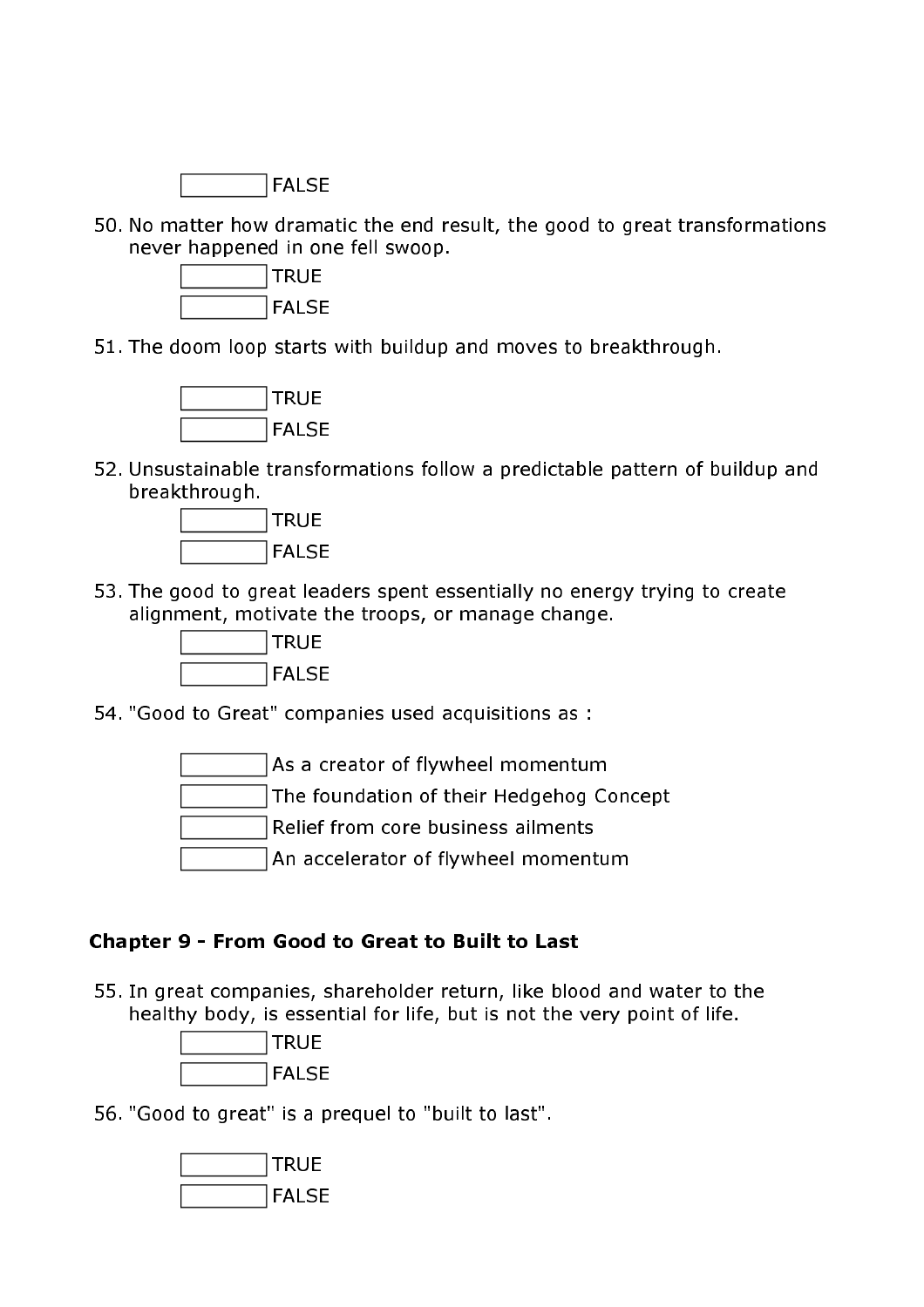☐ FALSE

50. No matter how dramatic the end result, the good to great transformations never happened in one fell swoop.

    ☐ TRUE
    ☐ FALSE

51. The doom loop starts with buildup and moves to breakthrough.

    ☐ TRUE
    ☐ FALSE

52. Unsustainable transformations follow a predictable pattern of buildup and breakthrough.

    ☐ TRUE
    ☐ FALSE

53. The good to great leaders spent essentially no energy trying to create alignment, motivate the troops, or manage change.

    ☐ TRUE
    ☐ FALSE

54. "Good to Great" companies used acquisitions as :

    ☐ As a creator of flywheel momentum
    ☐ The foundation of their Hedgehog Concept
    ☐ Relief from core business ailments
    ☐ An accelerator of flywheel momentum

### Chapter 9 - From Good to Great to Built to Last

55. In great companies, shareholder return, like blood and water to the healthy body, is essential for life, but is not the very point of life.

    ☐ TRUE
    ☐ FALSE

56. "Good to great" is a prequel to "built to last".

    ☐ TRUE
    ☐ FALSE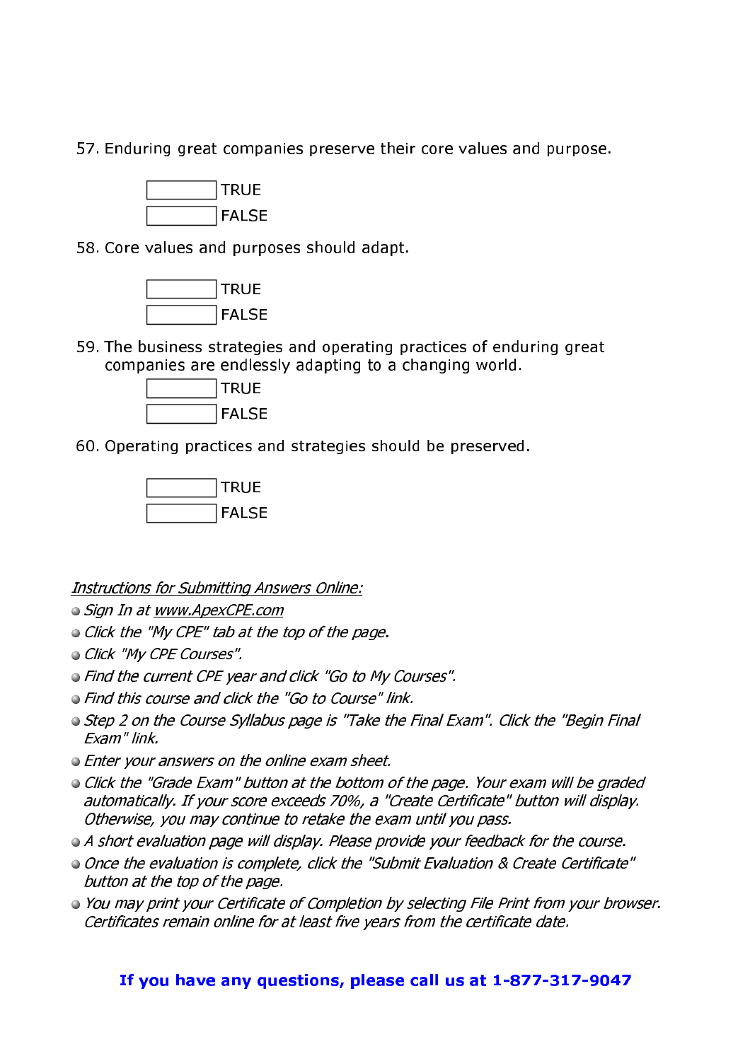57. Enduring great companies preserve their core values and purpose.

- [ ] TRUE
- [ ] FALSE

58. Core values and purposes should adapt.

- [ ] TRUE
- [ ] FALSE

59. The business strategies and operating practices of enduring great companies are endlessly adapting to a changing world.

- [ ] TRUE
- [ ] FALSE

60. Operating practices and strategies should be preserved.

- [ ] TRUE
- [ ] FALSE

*Instructions for Submitting Answers Online:*

- *Sign In at www.ApexCPE.com*
- *Click the "My CPE" tab at the top of the page.*
- *Click "My CPE Courses".*
- *Find the current CPE year and click "Go to My Courses".*
- *Find this course and click the "Go to Course" link.*
- *Step 2 on the Course Syllabus page is "Take the Final Exam". Click the "Begin Final Exam" link.*
- *Enter your answers on the online exam sheet.*
- *Click the "Grade Exam" button at the bottom of the page. Your exam will be graded automatically. If your score exceeds 70%, a "Create Certificate" button will display. Otherwise, you may continue to retake the exam until you pass.*
- *A short evaluation page will display. Please provide your feedback for the course.*
- *Once the evaluation is complete, click the "Submit Evaluation & Create Certificate" button at the top of the page.*
- *You may print your Certificate of Completion by selecting File Print from your browser. Certificates remain online for at least five years from the certificate date.*

**If you have any questions, please call us at 1-877-317-9047**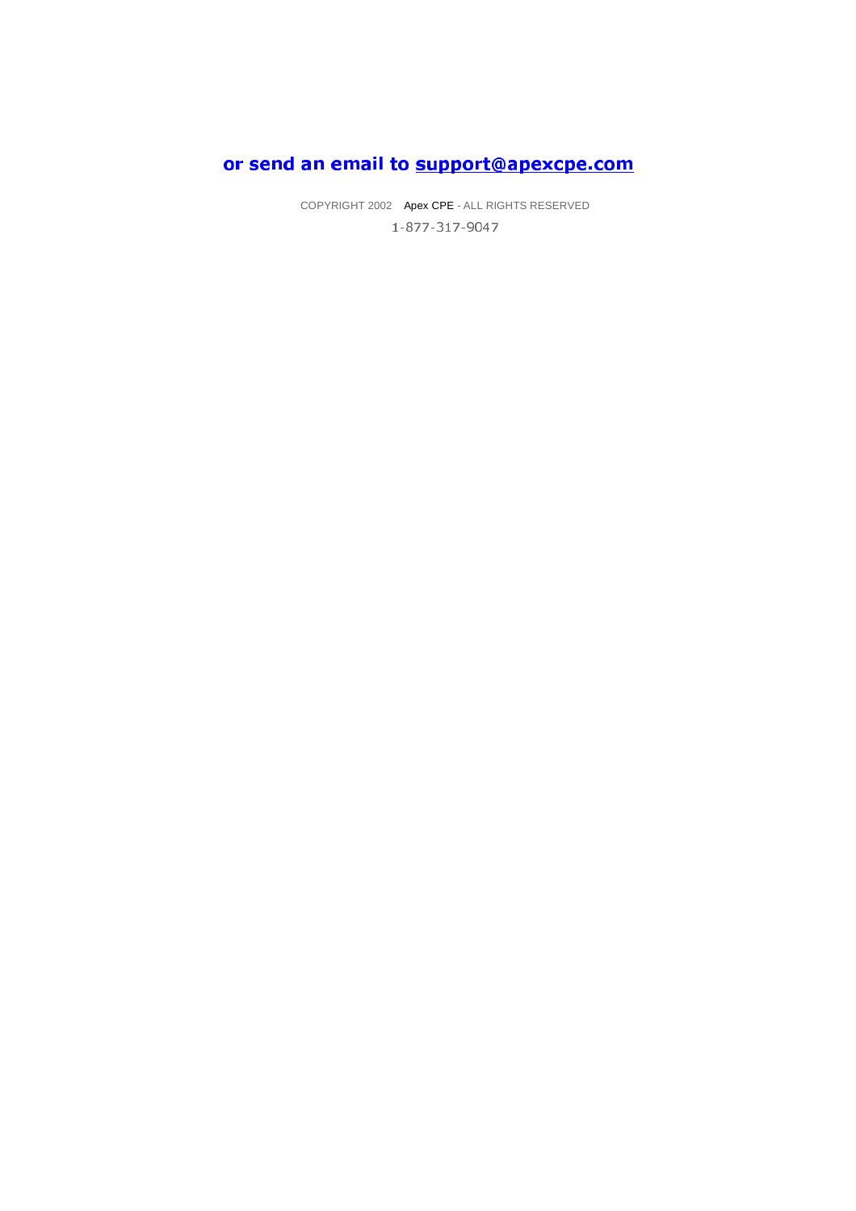**or send an email to support@apexcpe.com**

COPYRIGHT 2002 Apex CPE - ALL RIGHTS RESERVED

1-877-317-9047